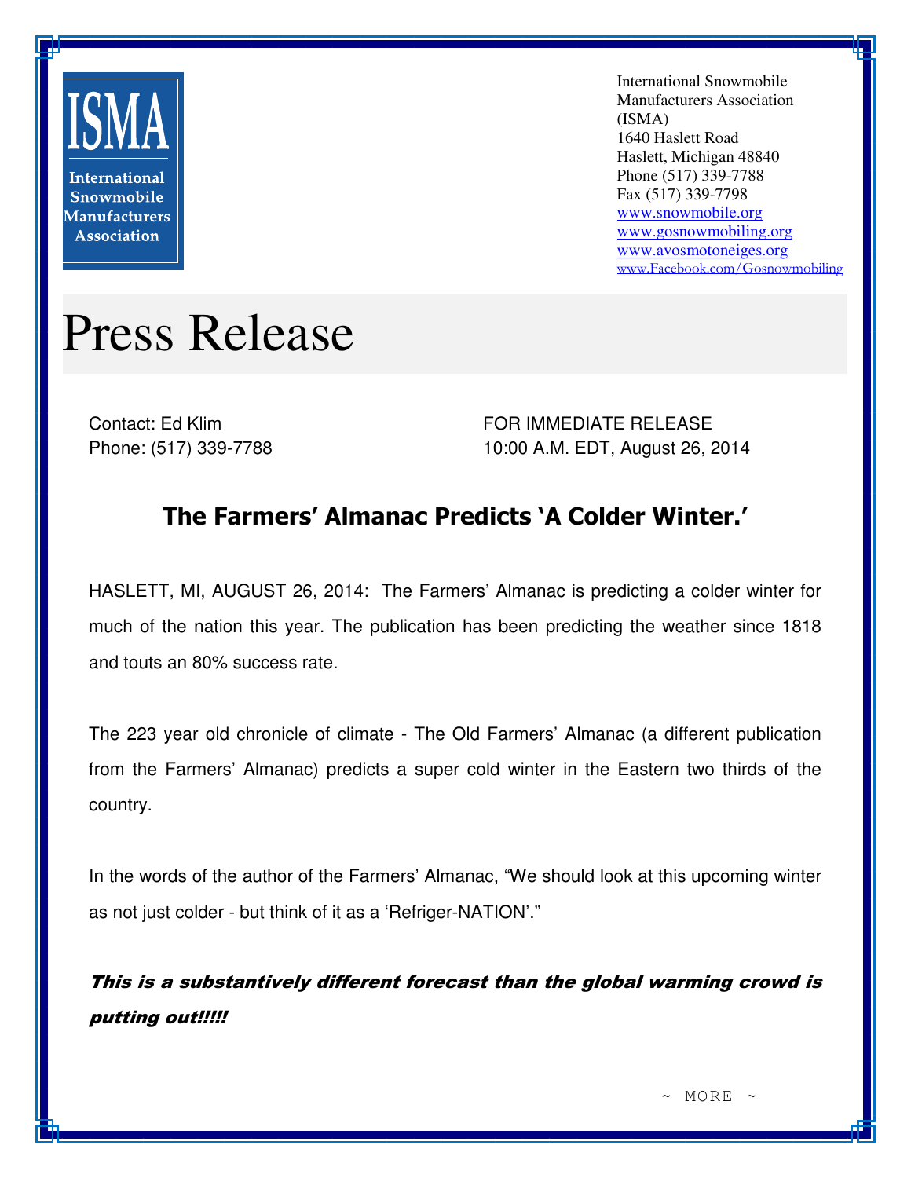**ISMA**

**International Snowmobile Manufacturers Association**

International Snowmobile Manufacturers Association (ISMA)
1640 Haslett Road
Haslett, Michigan 48840
Phone (517) 339-7788
Fax (517) 339-7798
www.snowmobile.org
www.gosnowmobiling.org
www.avosmotoneiges.org
www.Facebook.com/Gosnowmobiling

# Press Release

Contact: Ed Klim
Phone: (517) 339-7788

FOR IMMEDIATE RELEASE
10:00 A.M. EDT, August 26, 2014

## The Farmers' Almanac Predicts 'A Colder Winter.'

HASLETT, MI, AUGUST 26, 2014: The Farmers' Almanac is predicting a colder winter for much of the nation this year. The publication has been predicting the weather since 1818 and touts an 80% success rate.

The 223 year old chronicle of climate - The Old Farmers' Almanac (a different publication from the Farmers' Almanac) predicts a super cold winter in the Eastern two thirds of the country.

In the words of the author of the Farmers' Almanac, "We should look at this upcoming winter as not just colder - but think of it as a 'Refriger-NATION'."

***This is a substantively different forecast than the global warming crowd is putting out!!!!!***

~ MORE ~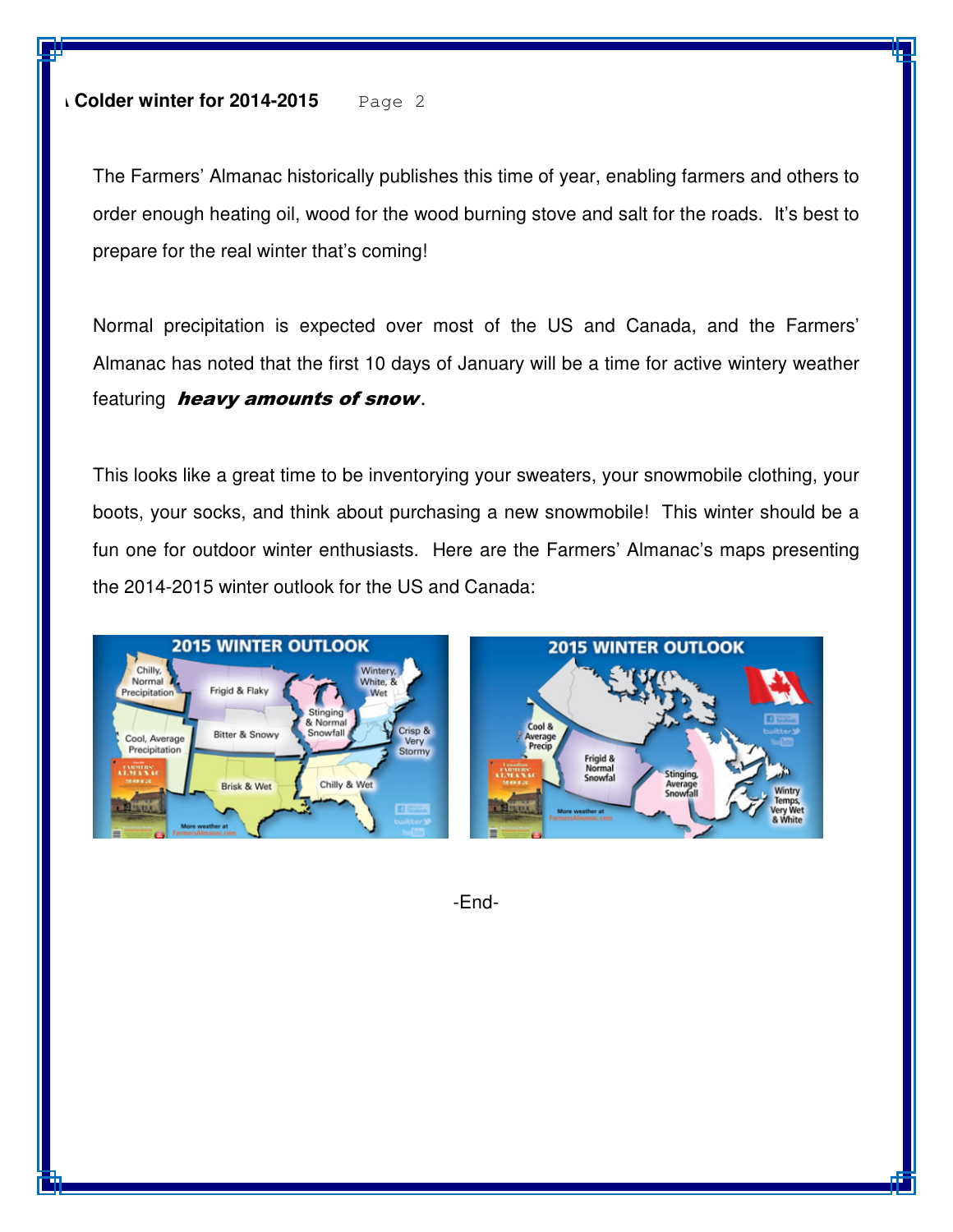The Farmers' Almanac historically publishes this time of year, enabling farmers and others to order enough heating oil, wood for the wood burning stove and salt for the roads. It's best to prepare for the real winter that's coming!

Normal precipitation is expected over most of the US and Canada, and the Farmers' Almanac has noted that the first 10 days of January will be a time for active wintery weather featuring ***heavy amounts of snow***.

This looks like a great time to be inventorying your sweaters, your snowmobile clothing, your boots, your socks, and think about purchasing a new snowmobile! This winter should be a fun one for outdoor winter enthusiasts. Here are the Farmers' Almanac's maps presenting the 2014-2015 winter outlook for the US and Canada:

-End-